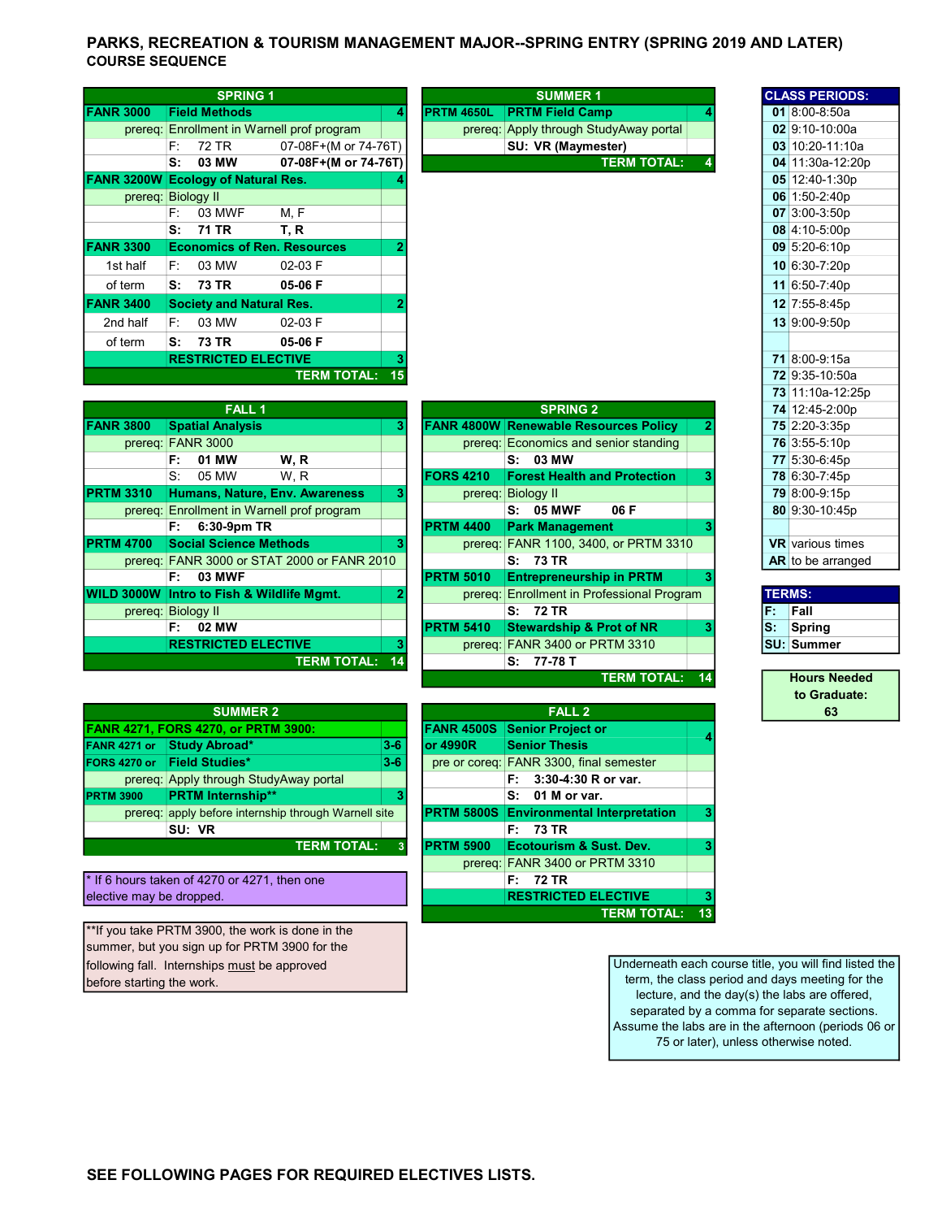# PARKS, RECREATION & TOURISM MANAGEMENT MAJOR--SPRING ENTRY (SPRING 2019 AND LATER)

## COURSE SEQUENCE

### SPRING 1

| Course | Title | | | Hrs |
|---|---|---|---|---|
| FANR 3000 | Field Methods | | | 4 |
| prereq: | Enrollment in Warnell prof program | | | |
| | F: | 72 TR | 07-08F+(M or 74-76T) | |
| | **S:** | **03 MW** | **07-08F+(M or 74-76T)** | |
| FANR 3200W | Ecology of Natural Res. | | | 4 |
| prereq: | Biology II | | | |
| | F: | 03 MWF | M, F | |
| | **S:** | **71 TR** | **T, R** | |
| FANR 3300 | Economics of Ren. Resources | | | 2 |
| 1st half | F: | 03 MW | 02-03 F | |
| of term | **S:** | **73 TR** | **05-06 F** | |
| FANR 3400 | Society and Natural Res. | | | 2 |
| 2nd half | F: | 03 MW | 02-03 F | |
| of term | **S:** | **73 TR** | **05-06 F** | |
| | RESTRICTED ELECTIVE | | | 3 |
| | | | TERM TOTAL: | 15 |

### SUMMER 1

| Course | Title | Hrs |
|---|---|---|
| PRTM 4650L | PRTM Field Camp | 4 |
| prereq: | Apply through StudyAway portal | |
| | **SU: VR (Maymester)** | |
| | TERM TOTAL: | 4 |

### CLASS PERIODS

| Period | Time |
|---|---|
| 01 | 8:00-8:50a |
| 02 | 9:10-10:00a |
| 03 | 10:20-11:10a |
| 04 | 11:30a-12:20p |
| 05 | 12:40-1:30p |
| 06 | 1:50-2:40p |
| 07 | 3:00-3:50p |
| 08 | 4:10-5:00p |
| 09 | 5:20-6:10p |
| 10 | 6:30-7:20p |
| 11 | 6:50-7:40p |
| 12 | 7:55-8:45p |
| 13 | 9:00-9:50p |
| 71 | 8:00-9:15a |
| 72 | 9:35-10:50a |
| 73 | 11:10a-12:25p |
| 74 | 12:45-2:00p |
| 75 | 2:20-3:35p |
| 76 | 3:55-5:10p |
| 77 | 5:30-6:45p |
| 78 | 6:30-7:45p |
| 79 | 8:00-9:15p |
| 80 | 9:30-10:45p |
| VR | various times |
| AR | to be arranged |

### FALL 1

| Course | Title | | | Hrs |
|---|---|---|---|---|
| FANR 3800 | Spatial Analysis | | | 3 |
| prereq: | FANR 3000 | | | |
| | **F:** | **01 MW** | **W, R** | |
| | S: | 05 MW | W, R | |
| PRTM 3310 | Humans, Nature, Env. Awareness | | | 3 |
| prereq: | Enrollment in Warnell prof program | | | |
| | **F:** | **6:30-9pm TR** | | |
| PRTM 4700 | Social Science Methods | | | 3 |
| prereq: | FANR 3000 or STAT 2000 or FANR 2010 | | | |
| | **F:** | **03 MWF** | | |
| WILD 3000W | Intro to Fish & Wildlife Mgmt. | | | 2 |
| prereq: | Biology II | | | |
| | **F:** | **02 MW** | | |
| | RESTRICTED ELECTIVE | | | 3 |
| | | | TERM TOTAL: | 14 |

### SPRING 2

| Course | Title | | | Hrs |
|---|---|---|---|---|
| FANR 4800W | Renewable Resources Policy | | | 2 |
| prereq: | Economics and senior standing | | | |
| | **S:** | **03 MW** | | |
| FORS 4210 | Forest Health and Protection | | | 3 |
| prereq: | Biology II | | | |
| | **S:** | **05 MWF** | **06 F** | |
| PRTM 4400 | Park Management | | | 3 |
| prereq: | FANR 1100, 3400, or PRTM 3310 | | | |
| | **S:** | **73 TR** | | |
| PRTM 5010 | Entrepreneurship in PRTM | | | 3 |
| prereq: | Enrollment in Professional Program | | | |
| | **S:** | **72 TR** | | |
| PRTM 5410 | Stewardship & Prot of NR | | | 3 |
| prereq: | FANR 3400 or PRTM 3310 | | | |
| | **S:** | **77-78 T** | | |
| | | | TERM TOTAL: | 14 |

### TERMS

| Code | Term |
|---|---|
| F: | Fall |
| S: | Spring |
| SU: | Summer |

**Hours Needed to Graduate: 63**

### SUMMER 2

| Course | Title | Hrs |
|---|---|---|
| FANR 4271, FORS 4270, or PRTM 3900: | | |
| FANR 4271 or | Study Abroad* | 3-6 |
| FORS 4270 or | Field Studies* | 3-6 |
| prereq: | Apply through StudyAway portal | |
| PRTM 3900 | PRTM Internship** | 3 |
| prereq: | apply before internship through Warnell site | |
| | **SU: VR** | |
| | TERM TOTAL: | 3 |

\* If 6 hours taken of 4270 or 4271, then one elective may be dropped.

\*\*If you take PRTM 3900, the work is done in the summer, but you sign up for PRTM 3900 for the following fall. Internships must be approved before starting the work.

### FALL 2

| Course | Title | | Hrs |
|---|---|---|---|
| FANR 4500S or 4990R | Senior Project or Senior Thesis | | 4 |
| pre or coreq: | FANR 3300, final semester | | |
| | **F:** | **3:30-4:30 R or var.** | |
| | **S:** | **01 M or var.** | |
| PRTM 5800S | Environmental Interpretation | | 3 |
| | **F:** | **73 TR** | |
| PRTM 5900 | Ecotourism & Sust. Dev. | | 3 |
| prereq: | FANR 3400 or PRTM 3310 | | |
| | **F:** | **72 TR** | |
| | RESTRICTED ELECTIVE | | 3 |
| | | TERM TOTAL: | 13 |

Underneath each course title, you will find listed the term, the class period and days meeting for the lecture, and the day(s) the labs are offered, separated by a comma for separate sections. Assume the labs are in the afternoon (periods 06 or 75 or later), unless otherwise noted.

**SEE FOLLOWING PAGES FOR REQUIRED ELECTIVES LISTS.**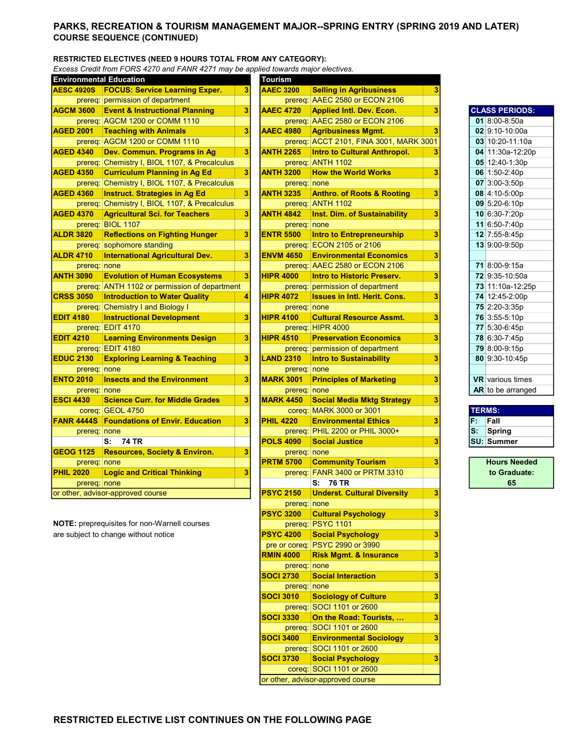## PARKS, RECREATION & TOURISM MANAGEMENT MAJOR--SPRING ENTRY (SPRING 2019 AND LATER)
### COURSE SEQUENCE (CONTINUED)

**RESTRICTED ELECTIVES (NEED 9 HOURS TOTAL FROM ANY CATEGORY):**
*Excess Credit from FORS 4270 and FANR 4271 may be applied towards major electives.*

| Environmental Education | | |
|---|---|---|
| **AESC 4920S** | **FOCUS: Service Learning Exper.** | **3** |
| prereq: | permission of department | |
| **AGCM 3600** | **Event & Instructional Planning** | **3** |
| prereq: | AGCM 1200 or COMM 1110 | |
| **AGED 2001** | **Teaching with Animals** | **3** |
| prereq: | AGCM 1200 or COMM 1110 | |
| **AGED 4340** | **Dev. Commun. Programs in Ag** | **3** |
| prereq: | Chemistry I, BIOL 1107, & Precalculus | |
| **AGED 4350** | **Curriculum Planning in Ag Ed** | **3** |
| prereq: | Chemistry I, BIOL 1107, & Precalculus | |
| **AGED 4360** | **Instruct. Strategies in Ag Ed** | **3** |
| prereq: | Chemistry I, BIOL 1107, & Precalculus | |
| **AGED 4370** | **Agricultural Sci. for Teachers** | **3** |
| prereq: | BIOL 1107 | |
| **ALDR 3820** | **Reflections on Fighting Hunger** | **3** |
| prereq: | sophomore standing | |
| **ALDR 4710** | **International Agricultural Dev.** | **3** |
| prereq: | none | |
| **ANTH 3090** | **Evolution of Human Ecosystems** | **3** |
| prereq: | ANTH 1102 or permission of department | |
| **CRSS 3050** | **Introduction to Water Quality** | **4** |
| prereq: | Chemistry I and Biology I | |
| **EDIT 4180** | **Instructional Development** | **3** |
| prereq: | EDIT 4170 | |
| **EDIT 4210** | **Learning Environments Design** | **3** |
| prereq: | EDIT 4180 | |
| **EDUC 2130** | **Exploring Learning & Teaching** | **3** |
| prereq: | none | |
| **ENTO 2010** | **Insects and the Environment** | **3** |
| prereq: | none | |
| **ESCI 4430** | **Science Curr. for Middle Grades** | **3** |
| coreq: | GEOL 4750 | |
| **FANR 4444S** | **Foundations of Envir. Education** | **3** |
| prereq: | none | |
| | S: 74 TR | |
| **GEOG 1125** | **Resources, Society & Environ.** | **3** |
| prereq: | none | |
| **PHIL 2020** | **Logic and Critical Thinking** | **3** |
| prereq: | none | |
| or other, advisor-approved course | | |

| Tourism | | |
|---|---|---|
| **AAEC 3200** | **Selling in Agribusiness** | **3** |
| prereq: | AAEC 2580 or ECON 2106 | |
| **AAEC 4720** | **Applied Intl. Dev. Econ.** | **3** |
| prereq: | AAEC 2580 or ECON 2106 | |
| **AAEC 4980** | **Agribusiness Mgmt.** | **3** |
| prereq: | ACCT 2101, FINA 3001, MARK 3001 | |
| **ANTH 2265** | **Intro to Cultural Anthropol.** | **3** |
| prereq: | ANTH 1102 | |
| **ANTH 3200** | **How the World Works** | **3** |
| prereq: | none | |
| **ANTH 3235** | **Anthro. of Roots & Rooting** | **3** |
| prereq: | ANTH 1102 | |
| **ANTH 4842** | **Inst. Dim. of Sustainability** | **3** |
| prereq: | none | |
| **ENTR 5500** | **Intro to Entrepreneurship** | **3** |
| prereq: | ECON 2105 or 2106 | |
| **ENVM 4650** | **Environmental Economics** | **3** |
| prereq: | AAEC 2580 or ECON 2106 | |
| **HIPR 4000** | **Intro to Historic Preserv.** | **3** |
| prereq: | permission of department | |
| **HIPR 4072** | **Issues in Intl. Herit. Cons.** | **3** |
| prereq: | none | |
| **HIPR 4100** | **Cultural Resource Assmt.** | **3** |
| prereq: | HIPR 4000 | |
| **HIPR 4510** | **Preservation Economics** | **3** |
| prereq: | permission of department | |
| **LAND 2310** | **Intro to Sustainability** | **3** |
| prereq: | none | |
| **MARK 3001** | **Principles of Marketing** | **3** |
| prereq: | none | |
| **MARK 4450** | **Social Media Mktg Strategy** | **3** |
| coreq: | MARK 3000 or 3001 | |
| **PHIL 4220** | **Environmental Ethics** | **3** |
| prereq: | PHIL 2200 or PHIL 3000+ | |
| **POLS 4090** | **Social Justice** | **3** |
| prereq: | none | |
| **PRTM 5700** | **Community Tourism** | **3** |
| prereq: | FANR 3400 or PRTM 3310 | |
| | S: 76 TR | |
| **PSYC 2150** | **Underst. Cultural Diversity** | **3** |
| prereq: | none | |
| **PSYC 3200** | **Cultural Psychology** | **3** |
| prereq: | PSYC 1101 | |
| **PSYC 4200** | **Social Psychology** | **3** |
| pre or coreq: | PSYC 2990 or 3990 | |
| **RMIN 4000** | **Risk Mgmt. & Insurance** | **3** |
| prereq: | none | |
| **SOCI 2730** | **Social Interaction** | **3** |
| prereq: | none | |
| **SOCI 3010** | **Sociology of Culture** | **3** |
| prereq: | SOCI 1101 or 2600 | |
| **SOCI 3330** | **On the Road: Tourists, ...** | **3** |
| prereq: | SOCI 1101 or 2600 | |
| **SOCI 3400** | **Environmental Sociology** | **3** |
| prereq: | SOCI 1101 or 2600 | |
| **SOCI 3730** | **Social Psychology** | **3** |
| coreq: | SOCI 1101 or 2600 | |
| or other, advisor-approved course | | |

**NOTE:** prerequisites for non-Warnell courses are subject to change without notice

| CLASS PERIODS: | |
|---|---|
| **01** | 8:00-8:50a |
| **02** | 9:10-10:00a |
| **03** | 10:20-11:10a |
| **04** | 11:30a-12:20p |
| **05** | 12:40-1:30p |
| **06** | 1:50-2:40p |
| **07** | 3:00-3:50p |
| **08** | 4:10-5:00p |
| **09** | 5:20-6:10p |
| **10** | 6:30-7:20p |
| **11** | 6:50-7:40p |
| **12** | 7:55-8:45p |
| **13** | 9:00-9:50p |
| **71** | 8:00-9:15a |
| **72** | 9:35-10:50a |
| **73** | 11:10a-12:25p |
| **74** | 12:45-2:00p |
| **75** | 2:20-3:35p |
| **76** | 3:55-5:10p |
| **77** | 5:30-6:45p |
| **78** | 6:30-7:45p |
| **79** | 8:00-9:15p |
| **80** | 9:30-10:45p |
| **VR** | various times |
| **AR** | to be arranged |

| TERMS: | |
|---|---|
| **F:** | **Fall** |
| **S:** | **Spring** |
| **SU:** | **Summer** |

**Hours Needed to Graduate: 65**

**RESTRICTED ELECTIVE LIST CONTINUES ON THE FOLLOWING PAGE**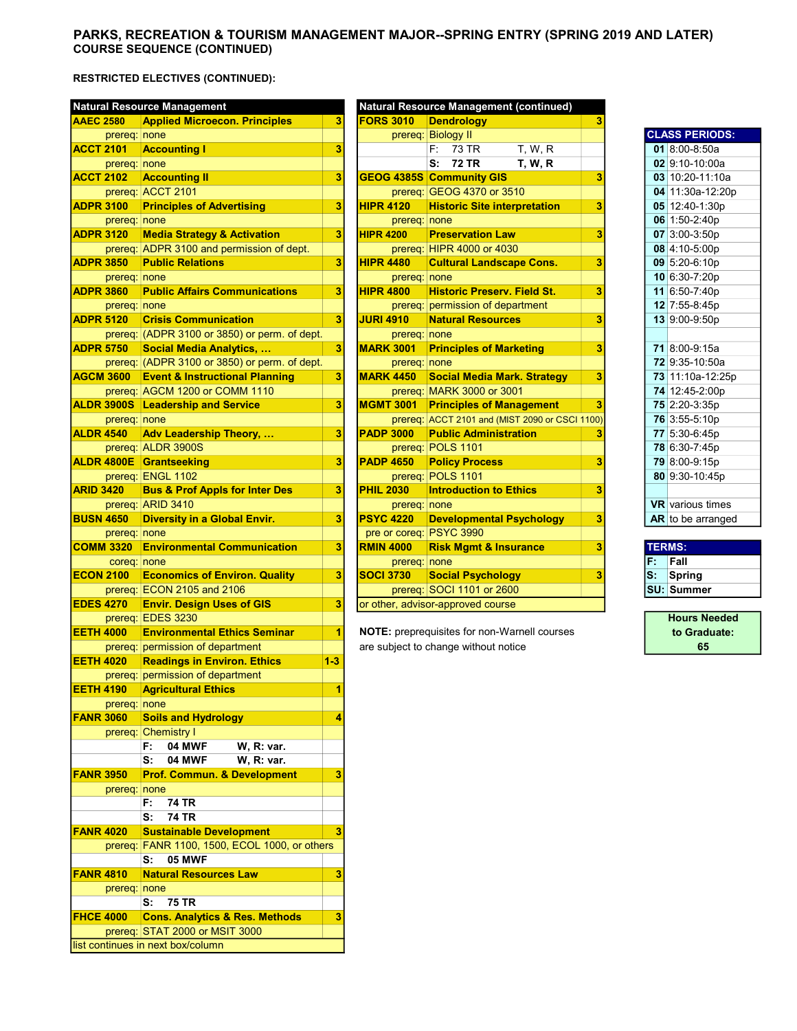# PARKS, RECREATION & TOURISM MANAGEMENT MAJOR--SPRING ENTRY (SPRING 2019 AND LATER)

## COURSE SEQUENCE (CONTINUED)

**RESTRICTED ELECTIVES (CONTINUED):**

| Natural Resource Management | | |
|---|---|---|
| **AAEC 2580** | **Applied Microecon. Principles** | **3** |
| prereq: | none | |
| **ACCT 2101** | **Accounting I** | **3** |
| prereq: | none | |
| **ACCT 2102** | **Accounting II** | **3** |
| prereq: | ACCT 2101 | |
| **ADPR 3100** | **Principles of Advertising** | **3** |
| prereq: | none | |
| **ADPR 3120** | **Media Strategy & Activation** | **3** |
| prereq: | ADPR 3100 and permission of dept. | |
| **ADPR 3850** | **Public Relations** | **3** |
| prereq: | none | |
| **ADPR 3860** | **Public Affairs Communications** | **3** |
| prereq: | none | |
| **ADPR 5120** | **Crisis Communication** | **3** |
| prereq: | (ADPR 3100 or 3850) or perm. of dept. | |
| **ADPR 5750** | **Social Media Analytics, …** | **3** |
| prereq: | (ADPR 3100 or 3850) or perm. of dept. | |
| **AGCM 3600** | **Event & Instructional Planning** | **3** |
| prereq: | AGCM 1200 or COMM 1110 | |
| **ALDR 3900S** | **Leadership and Service** | **3** |
| prereq: | none | |
| **ALDR 4540** | **Adv Leadership Theory, …** | **3** |
| prereq: | ALDR 3900S | |
| **ALDR 4800E** | **Grantseeking** | **3** |
| prereq: | ENGL 1102 | |
| **ARID 3420** | **Bus & Prof Appls for Inter Des** | **3** |
| prereq: | ARID 3410 | |
| **BUSN 4650** | **Diversity in a Global Envir.** | **3** |
| prereq: | none | |
| **COMM 3320** | **Environmental Communication** | **3** |
| coreq: | none | |
| **ECON 2100** | **Economics of Environ. Quality** | **3** |
| prereq: | ECON 2105 and 2106 | |
| **EDES 4270** | **Envir. Design Uses of GIS** | **3** |
| prereq: | EDES 3230 | |
| **EETH 4000** | **Environmental Ethics Seminar** | **1** |
| prereq: | permission of department | |
| **EETH 4020** | **Readings in Environ. Ethics** | **1-3** |
| prereq: | permission of department | |
| **EETH 4190** | **Agricultural Ethics** | **1** |
| prereq: | none | |
| **FANR 3060** | **Soils and Hydrology** | **4** |
| prereq: | Chemistry I | |
| | **F: 04 MWF W, R: var.** | |
| | **S: 04 MWF W, R: var.** | |
| **FANR 3950** | **Prof. Commun. & Development** | **3** |
| prereq: | none | |
| | **F: 74 TR** | |
| | **S: 74 TR** | |
| **FANR 4020** | **Sustainable Development** | **3** |
| prereq: | FANR 1100, 1500, ECOL 1000, or others | |
| | **S: 05 MWF** | |
| **FANR 4810** | **Natural Resources Law** | **3** |
| prereq: | none | |
| | **S: 75 TR** | |
| **FHCE 4000** | **Cons. Analytics & Res. Methods** | **3** |
| prereq: | STAT 2000 or MSIT 3000 | |
| list continues in next box/column | | |

| Natural Resource Management (continued) | | |
|---|---|---|
| **FORS 3010** | **Dendrology** | **3** |
| prereq: | Biology II | |
| | F: 73 TR T, W, R | |
| | **S: 72 TR T, W, R** | |
| **GEOG 4385S** | **Community GIS** | **3** |
| prereq: | GEOG 4370 or 3510 | |
| **HIPR 4120** | **Historic Site interpretation** | **3** |
| prereq: | none | |
| **HIPR 4200** | **Preservation Law** | **3** |
| prereq: | HIPR 4000 or 4030 | |
| **HIPR 4480** | **Cultural Landscape Cons.** | **3** |
| prereq: | none | |
| **HIPR 4800** | **Historic Preserv. Field St.** | **3** |
| prereq: | permission of department | |
| **JURI 4910** | **Natural Resources** | **3** |
| prereq: | none | |
| **MARK 3001** | **Principles of Marketing** | **3** |
| prereq: | none | |
| **MARK 4450** | **Social Media Mark. Strategy** | **3** |
| prereq: | MARK 3000 or 3001 | |
| **MGMT 3001** | **Principles of Management** | **3** |
| prereq: | ACCT 2101 and (MIST 2090 or CSCI 1100) | |
| **PADP 3000** | **Public Administration** | **3** |
| prereq: | POLS 1101 | |
| **PADP 4650** | **Policy Process** | **3** |
| prereq: | POLS 1101 | |
| **PHIL 2030** | **Introduction to Ethics** | **3** |
| prereq: | none | |
| **PSYC 4220** | **Developmental Psychology** | **3** |
| pre or coreq: | PSYC 3990 | |
| **RMIN 4000** | **Risk Mgmt & Insurance** | **3** |
| prereq: | none | |
| **SOCI 3730** | **Social Psychology** | **3** |
| prereq: | SOCI 1101 or 2600 | |
| or other, advisor-approved course | | |

**NOTE:** preprequisites for non-Warnell courses are subject to change without notice

| CLASS PERIODS: | |
|---|---|
| **01** | 8:00-8:50a |
| **02** | 9:10-10:00a |
| **03** | 10:20-11:10a |
| **04** | 11:30a-12:20p |
| **05** | 12:40-1:30p |
| **06** | 1:50-2:40p |
| **07** | 3:00-3:50p |
| **08** | 4:10-5:00p |
| **09** | 5:20-6:10p |
| **10** | 6:30-7:20p |
| **11** | 6:50-7:40p |
| **12** | 7:55-8:45p |
| **13** | 9:00-9:50p |
| | |
| **71** | 8:00-9:15a |
| **72** | 9:35-10:50a |
| **73** | 11:10a-12:25p |
| **74** | 12:45-2:00p |
| **75** | 2:20-3:35p |
| **76** | 3:55-5:10p |
| **77** | 5:30-6:45p |
| **78** | 6:30-7:45p |
| **79** | 8:00-9:15p |
| **80** | 9:30-10:45p |
| | |
| **VR** | various times |
| **AR** | to be arranged |

| TERMS: | |
|---|---|
| **F:** | **Fall** |
| **S:** | **Spring** |
| **SU:** | **Summer** |

**Hours Needed to Graduate: 65**